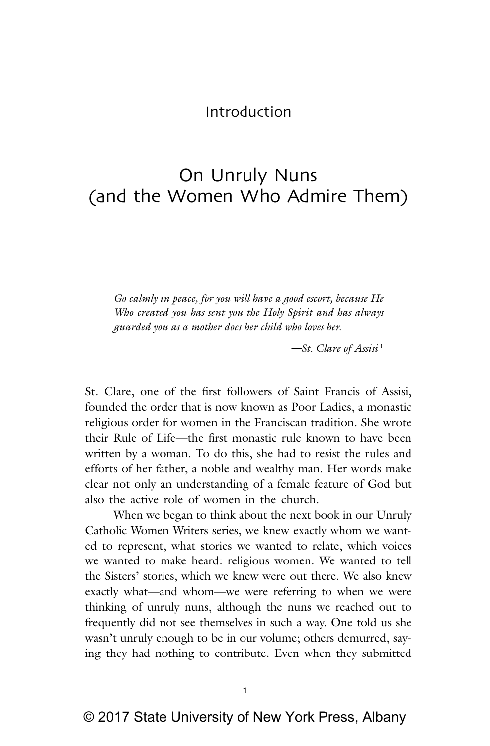# Introduction

## On Unruly Nuns (and the Women Who Admire Them)

> *Go calmly in peace, for you will have a good escort, because He Who created you has sent you the Holy Spirit and has always guarded you as a mother does her child who loves her.*
>
> —*St. Clare of Assisi*[1]

St. Clare, one of the first followers of Saint Francis of Assisi, founded the order that is now known as Poor Ladies, a monastic religious order for women in the Franciscan tradition. She wrote their Rule of Life—the first monastic rule known to have been written by a woman. To do this, she had to resist the rules and efforts of her father, a noble and wealthy man. Her words make clear not only an understanding of a female feature of God but also the active role of women in the church.

When we began to think about the next book in our Unruly Catholic Women Writers series, we knew exactly whom we wanted to represent, what stories we wanted to relate, which voices we wanted to make heard: religious women. We wanted to tell the Sisters' stories, which we knew were out there. We also knew exactly what—and whom—we were referring to when we were thinking of unruly nuns, although the nuns we reached out to frequently did not see themselves in such a way. One told us she wasn't unruly enough to be in our volume; others demurred, saying they had nothing to contribute. Even when they submitted

© 2017 State University of New York Press, Albany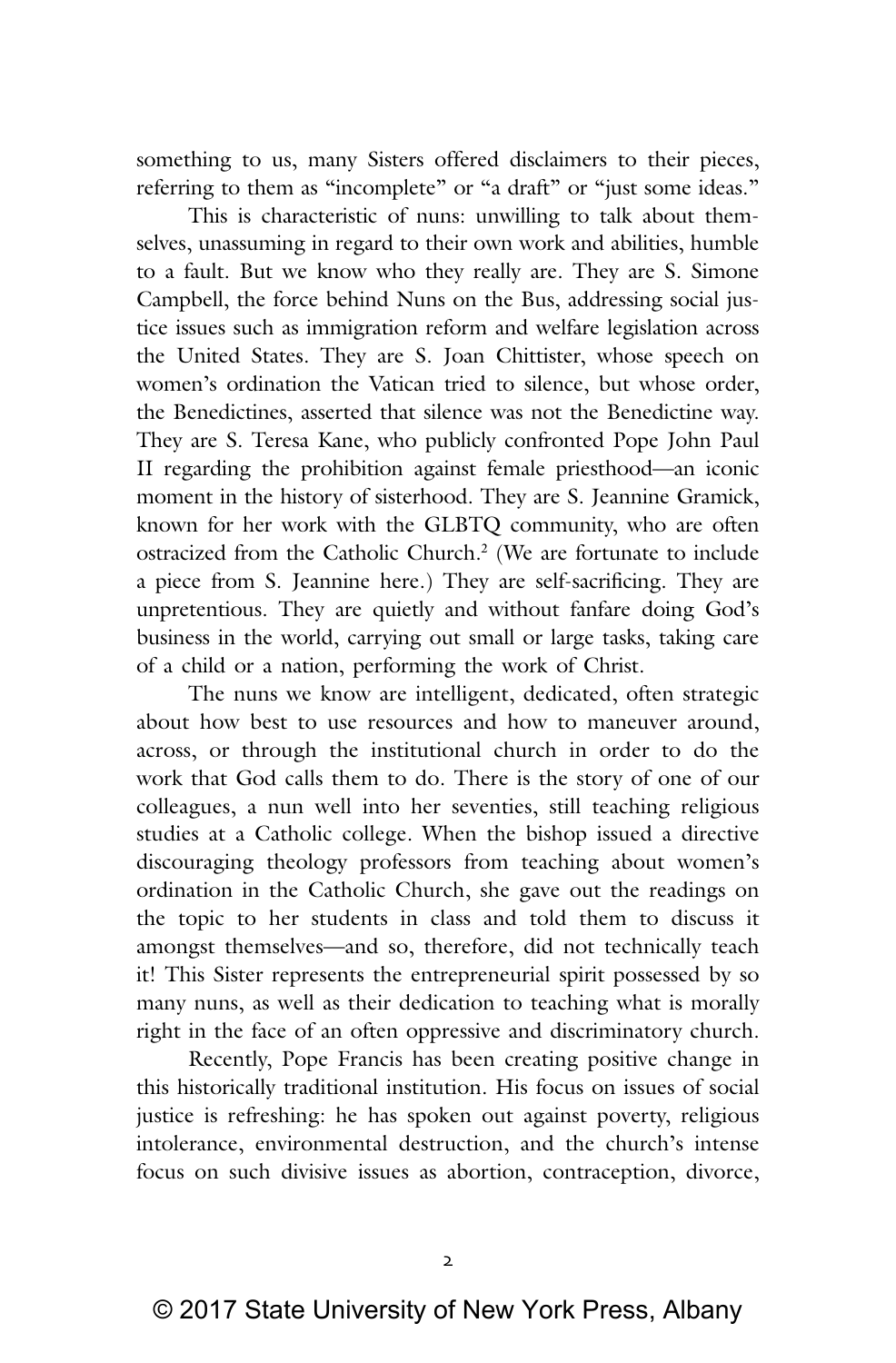something to us, many Sisters offered disclaimers to their pieces, referring to them as "incomplete" or "a draft" or "just some ideas."

This is characteristic of nuns: unwilling to talk about themselves, unassuming in regard to their own work and abilities, humble to a fault. But we know who they really are. They are S. Simone Campbell, the force behind Nuns on the Bus, addressing social justice issues such as immigration reform and welfare legislation across the United States. They are S. Joan Chittister, whose speech on women's ordination the Vatican tried to silence, but whose order, the Benedictines, asserted that silence was not the Benedictine way. They are S. Teresa Kane, who publicly confronted Pope John Paul II regarding the prohibition against female priesthood—an iconic moment in the history of sisterhood. They are S. Jeannine Gramick, known for her work with the GLBTQ community, who are often ostracized from the Catholic Church.[2] (We are fortunate to include a piece from S. Jeannine here.) They are self-sacrificing. They are unpretentious. They are quietly and without fanfare doing God's business in the world, carrying out small or large tasks, taking care of a child or a nation, performing the work of Christ.

The nuns we know are intelligent, dedicated, often strategic about how best to use resources and how to maneuver around, across, or through the institutional church in order to do the work that God calls them to do. There is the story of one of our colleagues, a nun well into her seventies, still teaching religious studies at a Catholic college. When the bishop issued a directive discouraging theology professors from teaching about women's ordination in the Catholic Church, she gave out the readings on the topic to her students in class and told them to discuss it amongst themselves—and so, therefore, did not technically teach it! This Sister represents the entrepreneurial spirit possessed by so many nuns, as well as their dedication to teaching what is morally right in the face of an often oppressive and discriminatory church.

Recently, Pope Francis has been creating positive change in this historically traditional institution. His focus on issues of social justice is refreshing: he has spoken out against poverty, religious intolerance, environmental destruction, and the church's intense focus on such divisive issues as abortion, contraception, divorce,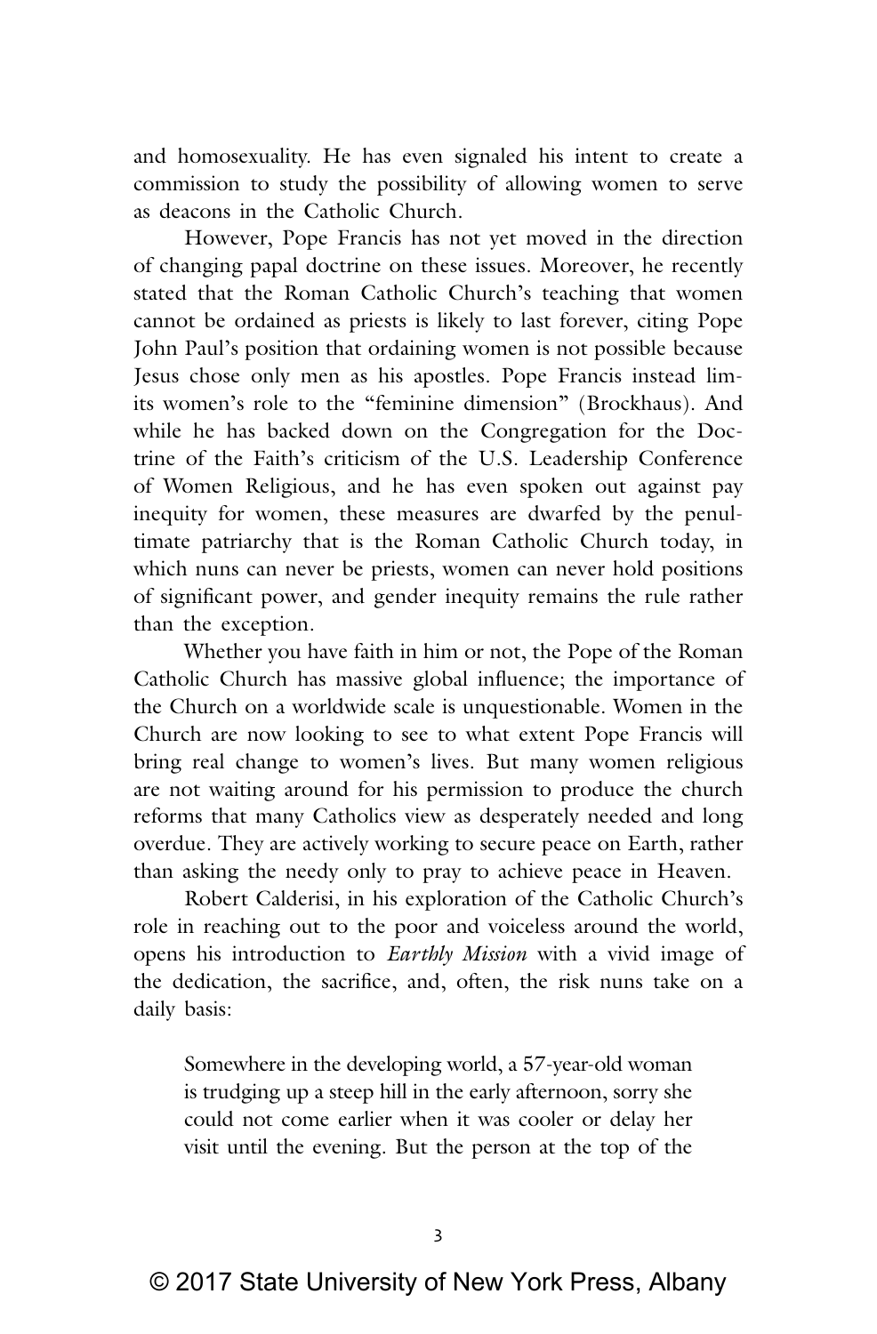and homosexuality. He has even signaled his intent to create a commission to study the possibility of allowing women to serve as deacons in the Catholic Church.

However, Pope Francis has not yet moved in the direction of changing papal doctrine on these issues. Moreover, he recently stated that the Roman Catholic Church's teaching that women cannot be ordained as priests is likely to last forever, citing Pope John Paul's position that ordaining women is not possible because Jesus chose only men as his apostles. Pope Francis instead limits women's role to the "feminine dimension" (Brockhaus). And while he has backed down on the Congregation for the Doctrine of the Faith's criticism of the U.S. Leadership Conference of Women Religious, and he has even spoken out against pay inequity for women, these measures are dwarfed by the penultimate patriarchy that is the Roman Catholic Church today, in which nuns can never be priests, women can never hold positions of significant power, and gender inequity remains the rule rather than the exception.

Whether you have faith in him or not, the Pope of the Roman Catholic Church has massive global influence; the importance of the Church on a worldwide scale is unquestionable. Women in the Church are now looking to see to what extent Pope Francis will bring real change to women's lives. But many women religious are not waiting around for his permission to produce the church reforms that many Catholics view as desperately needed and long overdue. They are actively working to secure peace on Earth, rather than asking the needy only to pray to achieve peace in Heaven.

Robert Calderisi, in his exploration of the Catholic Church's role in reaching out to the poor and voiceless around the world, opens his introduction to *Earthly Mission* with a vivid image of the dedication, the sacrifice, and, often, the risk nuns take on a daily basis:

> Somewhere in the developing world, a 57-year-old woman is trudging up a steep hill in the early afternoon, sorry she could not come earlier when it was cooler or delay her visit until the evening. But the person at the top of the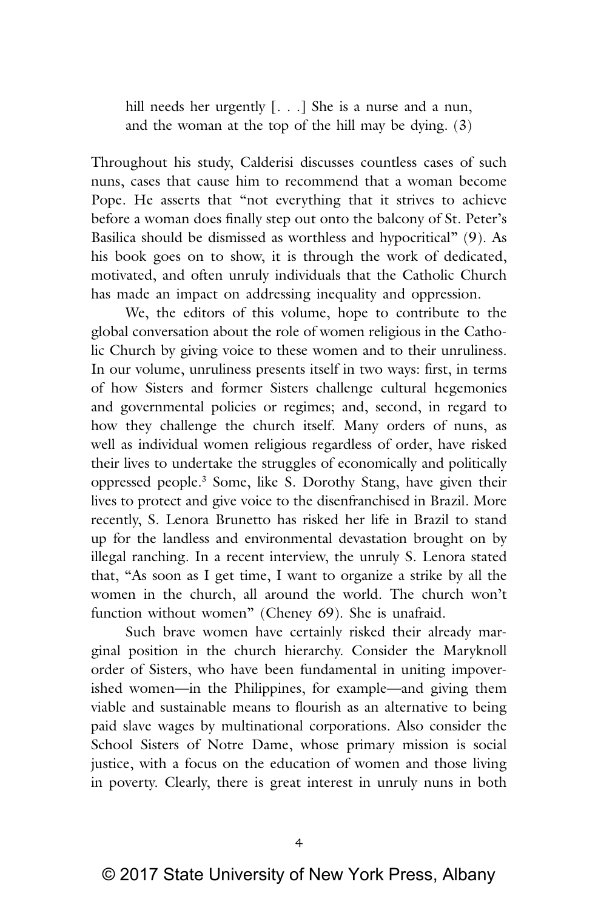> hill needs her urgently [. . .] She is a nurse and a nun, and the woman at the top of the hill may be dying. (3)

Throughout his study, Calderisi discusses countless cases of such nuns, cases that cause him to recommend that a woman become Pope. He asserts that "not everything that it strives to achieve before a woman does finally step out onto the balcony of St. Peter's Basilica should be dismissed as worthless and hypocritical" (9). As his book goes on to show, it is through the work of dedicated, motivated, and often unruly individuals that the Catholic Church has made an impact on addressing inequality and oppression.

We, the editors of this volume, hope to contribute to the global conversation about the role of women religious in the Catholic Church by giving voice to these women and to their unruliness. In our volume, unruliness presents itself in two ways: first, in terms of how Sisters and former Sisters challenge cultural hegemonies and governmental policies or regimes; and, second, in regard to how they challenge the church itself. Many orders of nuns, as well as individual women religious regardless of order, have risked their lives to undertake the struggles of economically and politically oppressed people.[3] Some, like S. Dorothy Stang, have given their lives to protect and give voice to the disenfranchised in Brazil. More recently, S. Lenora Brunetto has risked her life in Brazil to stand up for the landless and environmental devastation brought on by illegal ranching. In a recent interview, the unruly S. Lenora stated that, "As soon as I get time, I want to organize a strike by all the women in the church, all around the world. The church won't function without women" (Cheney 69). She is unafraid.

Such brave women have certainly risked their already marginal position in the church hierarchy. Consider the Maryknoll order of Sisters, who have been fundamental in uniting impoverished women—in the Philippines, for example—and giving them viable and sustainable means to flourish as an alternative to being paid slave wages by multinational corporations. Also consider the School Sisters of Notre Dame, whose primary mission is social justice, with a focus on the education of women and those living in poverty. Clearly, there is great interest in unruly nuns in both

© 2017 State University of New York Press, Albany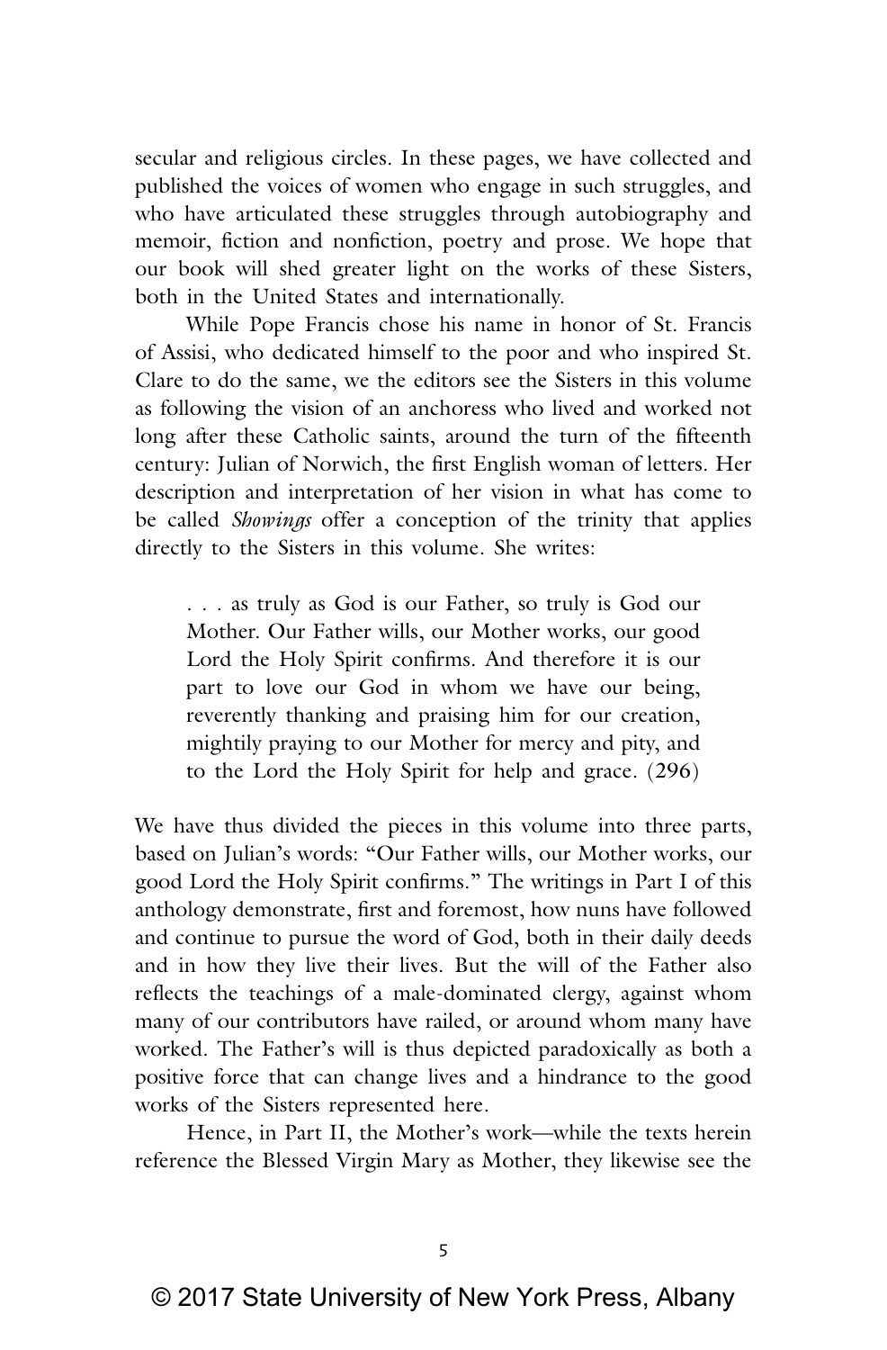secular and religious circles. In these pages, we have collected and published the voices of women who engage in such struggles, and who have articulated these struggles through autobiography and memoir, fiction and nonfiction, poetry and prose. We hope that our book will shed greater light on the works of these Sisters, both in the United States and internationally.

While Pope Francis chose his name in honor of St. Francis of Assisi, who dedicated himself to the poor and who inspired St. Clare to do the same, we the editors see the Sisters in this volume as following the vision of an anchoress who lived and worked not long after these Catholic saints, around the turn of the fifteenth century: Julian of Norwich, the first English woman of letters. Her description and interpretation of her vision in what has come to be called *Showings* offer a conception of the trinity that applies directly to the Sisters in this volume. She writes:

> . . . as truly as God is our Father, so truly is God our Mother. Our Father wills, our Mother works, our good Lord the Holy Spirit confirms. And therefore it is our part to love our God in whom we have our being, reverently thanking and praising him for our creation, mightily praying to our Mother for mercy and pity, and to the Lord the Holy Spirit for help and grace. (296)

We have thus divided the pieces in this volume into three parts, based on Julian's words: "Our Father wills, our Mother works, our good Lord the Holy Spirit confirms." The writings in Part I of this anthology demonstrate, first and foremost, how nuns have followed and continue to pursue the word of God, both in their daily deeds and in how they live their lives. But the will of the Father also reflects the teachings of a male-dominated clergy, against whom many of our contributors have railed, or around whom many have worked. The Father's will is thus depicted paradoxically as both a positive force that can change lives and a hindrance to the good works of the Sisters represented here.

Hence, in Part II, the Mother's work—while the texts herein reference the Blessed Virgin Mary as Mother, they likewise see the

© 2017 State University of New York Press, Albany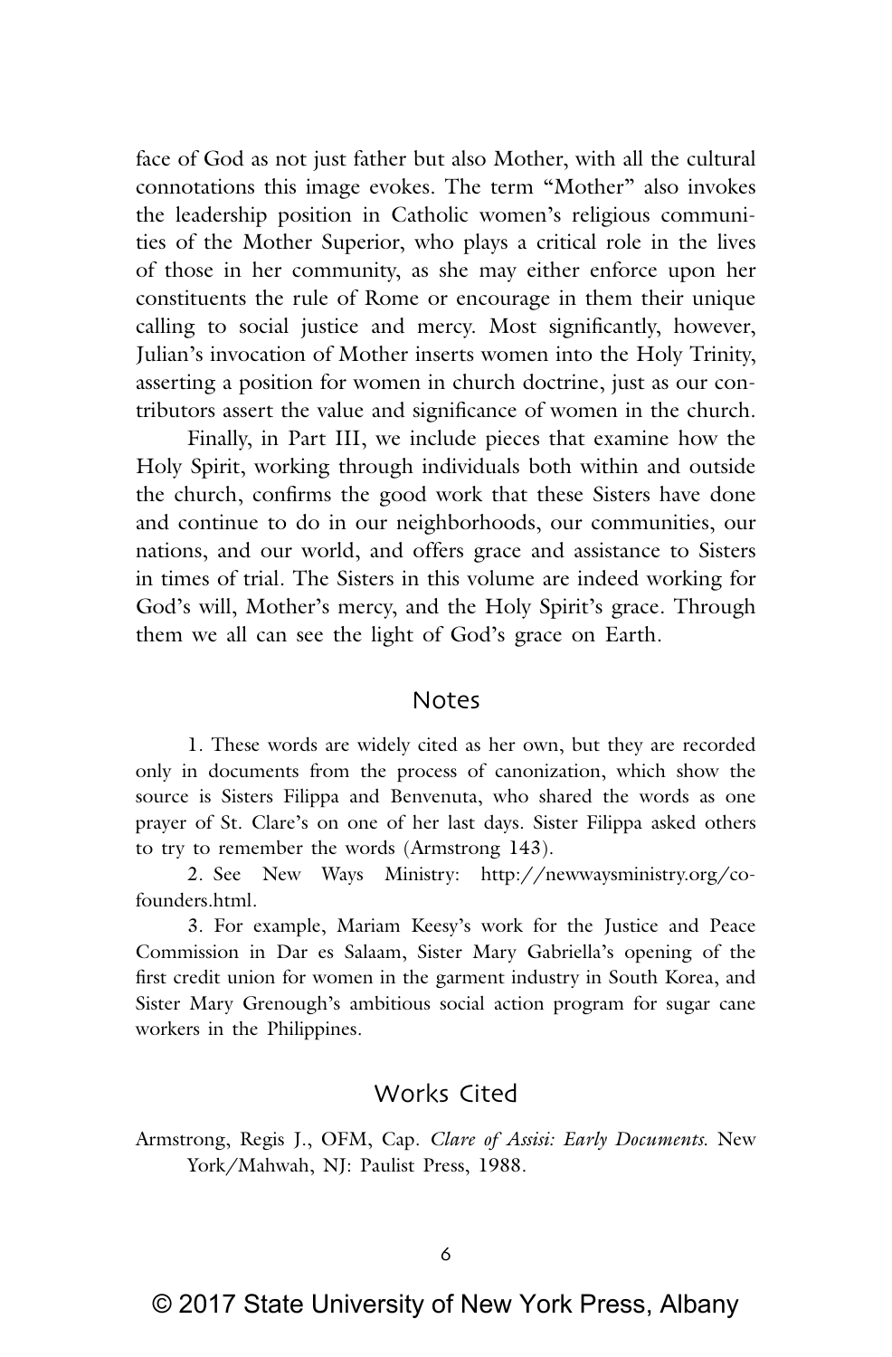face of God as not just father but also Mother, with all the cultural connotations this image evokes. The term "Mother" also invokes the leadership position in Catholic women's religious communities of the Mother Superior, who plays a critical role in the lives of those in her community, as she may either enforce upon her constituents the rule of Rome or encourage in them their unique calling to social justice and mercy. Most significantly, however, Julian's invocation of Mother inserts women into the Holy Trinity, asserting a position for women in church doctrine, just as our contributors assert the value and significance of women in the church.

Finally, in Part III, we include pieces that examine how the Holy Spirit, working through individuals both within and outside the church, confirms the good work that these Sisters have done and continue to do in our neighborhoods, our communities, our nations, and our world, and offers grace and assistance to Sisters in times of trial. The Sisters in this volume are indeed working for God's will, Mother's mercy, and the Holy Spirit's grace. Through them we all can see the light of God's grace on Earth.

## Notes

1. These words are widely cited as her own, but they are recorded only in documents from the process of canonization, which show the source is Sisters Filippa and Benvenuta, who shared the words as one prayer of St. Clare's on one of her last days. Sister Filippa asked others to try to remember the words (Armstrong 143).

2. See New Ways Ministry: http://newwaysministry.org/co-founders.html.

3. For example, Mariam Keesy's work for the Justice and Peace Commission in Dar es Salaam, Sister Mary Gabriella's opening of the first credit union for women in the garment industry in South Korea, and Sister Mary Grenough's ambitious social action program for sugar cane workers in the Philippines.

## Works Cited

Armstrong, Regis J., OFM, Cap. *Clare of Assisi: Early Documents.* New York/Mahwah, NJ: Paulist Press, 1988.

© 2017 State University of New York Press, Albany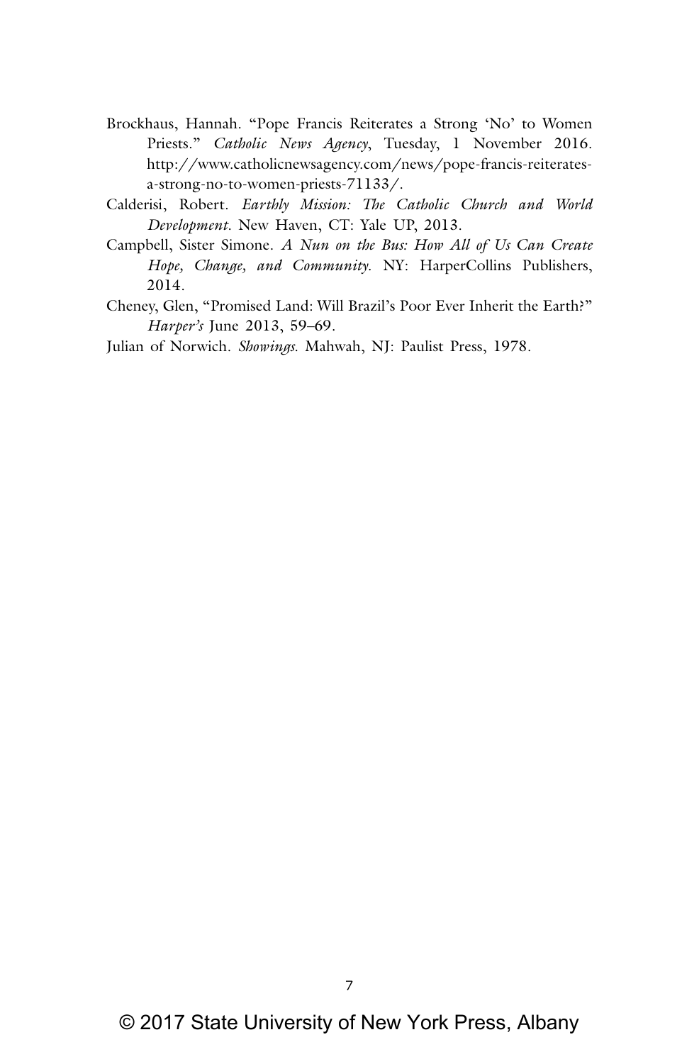Brockhaus, Hannah. "Pope Francis Reiterates a Strong 'No' to Women Priests." *Catholic News Agency*, Tuesday, 1 November 2016. http://www.catholicnewsagency.com/news/pope-francis-reiterates-a-strong-no-to-women-priests-71133/.

Calderisi, Robert. *Earthly Mission: The Catholic Church and World Development*. New Haven, CT: Yale UP, 2013.

Campbell, Sister Simone. *A Nun on the Bus: How All of Us Can Create Hope, Change, and Community.* NY: HarperCollins Publishers, 2014.

Cheney, Glen, "Promised Land: Will Brazil's Poor Ever Inherit the Earth?" *Harper's* June 2013, 59–69.

Julian of Norwich. *Showings.* Mahwah, NJ: Paulist Press, 1978.

© 2017 State University of New York Press, Albany